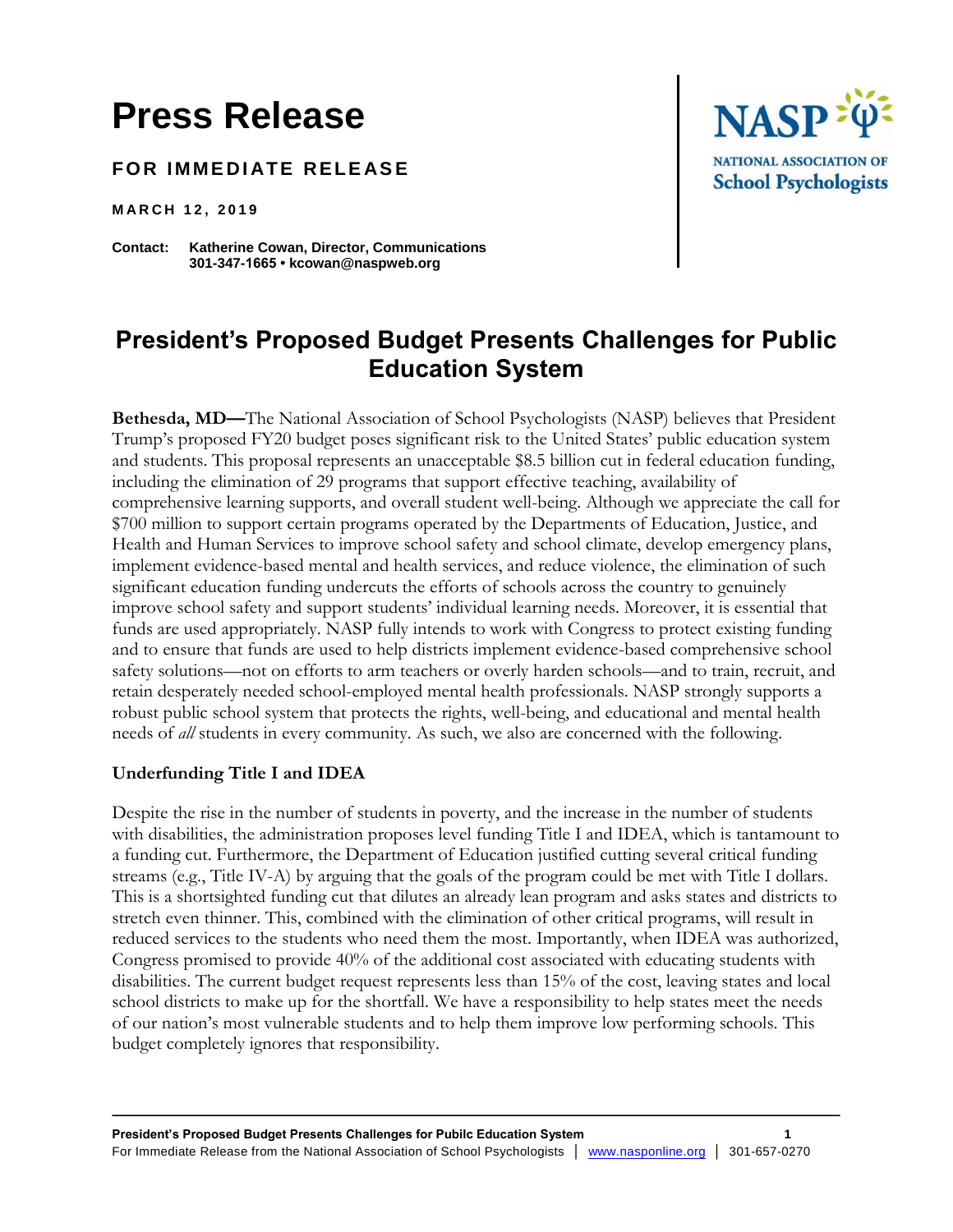# Press Release

**FOR IMMEDIATE RELEASE**

**MARCH 12, 2019**

**Contact:** **Katherine Cowan, Director, Communications**
**301-347-1665 • kcowan@naspweb.org**

NASP NATIONAL ASSOCIATION OF School Psychologists

## President's Proposed Budget Presents Challenges for Public Education System

**Bethesda, MD—**The National Association of School Psychologists (NASP) believes that President Trump's proposed FY20 budget poses significant risk to the United States' public education system and students. This proposal represents an unacceptable $8.5 billion cut in federal education funding, including the elimination of 29 programs that support effective teaching, availability of comprehensive learning supports, and overall student well-being. Although we appreciate the call for $700 million to support certain programs operated by the Departments of Education, Justice, and Health and Human Services to improve school safety and school climate, develop emergency plans, implement evidence-based mental and health services, and reduce violence, the elimination of such significant education funding undercuts the efforts of schools across the country to genuinely improve school safety and support students' individual learning needs. Moreover, it is essential that funds are used appropriately. NASP fully intends to work with Congress to protect existing funding and to ensure that funds are used to help districts implement evidence-based comprehensive school safety solutions—not on efforts to arm teachers or overly harden schools—and to train, recruit, and retain desperately needed school-employed mental health professionals. NASP strongly supports a robust public school system that protects the rights, well-being, and educational and mental health needs of *all* students in every community. As such, we also are concerned with the following.

### Underfunding Title I and IDEA

Despite the rise in the number of students in poverty, and the increase in the number of students with disabilities, the administration proposes level funding Title I and IDEA, which is tantamount to a funding cut. Furthermore, the Department of Education justified cutting several critical funding streams (e.g., Title IV-A) by arguing that the goals of the program could be met with Title I dollars. This is a shortsighted funding cut that dilutes an already lean program and asks states and districts to stretch even thinner. This, combined with the elimination of other critical programs, will result in reduced services to the students who need them the most. Importantly, when IDEA was authorized, Congress promised to provide 40% of the additional cost associated with educating students with disabilities. The current budget request represents less than 15% of the cost, leaving states and local school districts to make up for the shortfall. We have a responsibility to help states meet the needs of our nation's most vulnerable students and to help them improve low performing schools. This budget completely ignores that responsibility.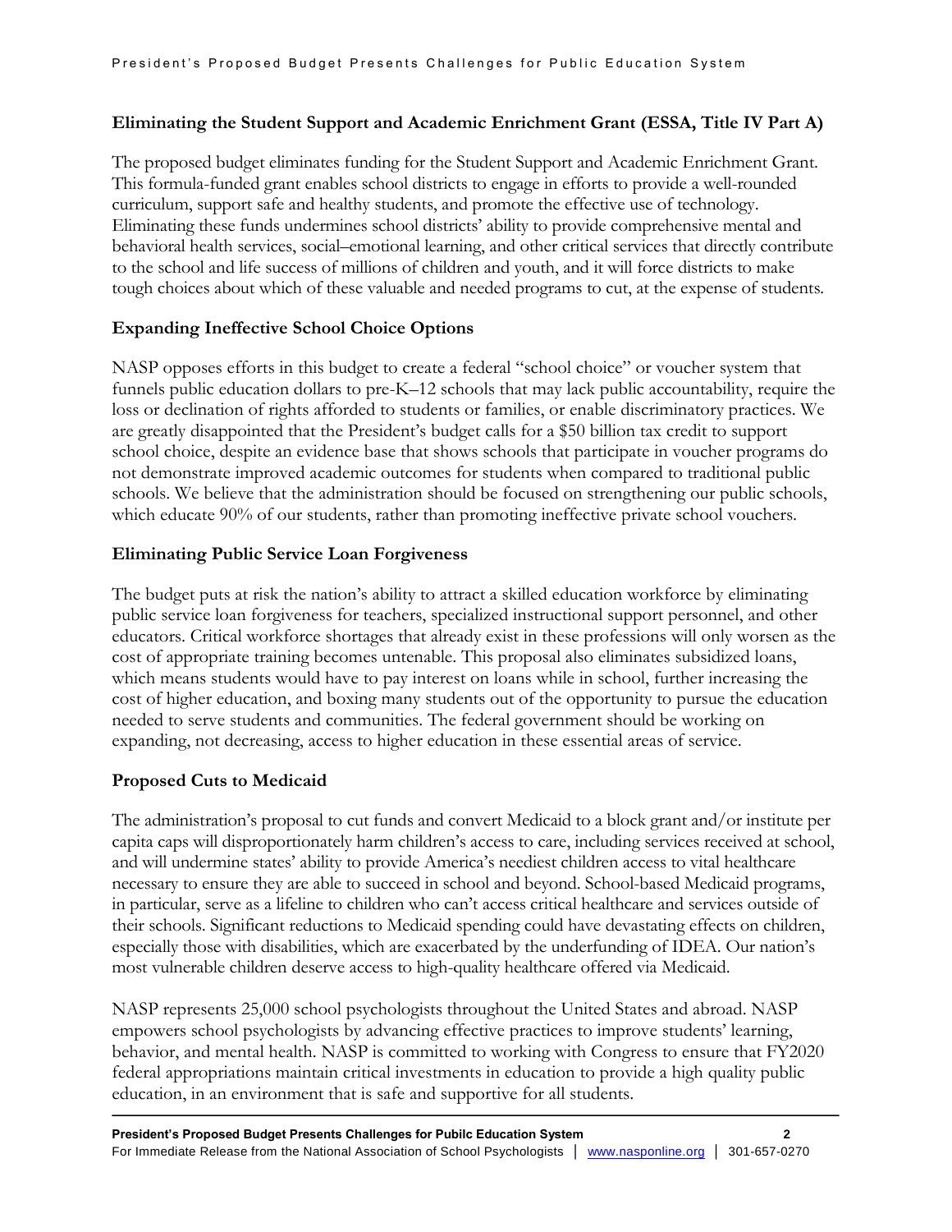### Eliminating the Student Support and Academic Enrichment Grant (ESSA, Title IV Part A)

The proposed budget eliminates funding for the Student Support and Academic Enrichment Grant. This formula-funded grant enables school districts to engage in efforts to provide a well-rounded curriculum, support safe and healthy students, and promote the effective use of technology. Eliminating these funds undermines school districts' ability to provide comprehensive mental and behavioral health services, social–emotional learning, and other critical services that directly contribute to the school and life success of millions of children and youth, and it will force districts to make tough choices about which of these valuable and needed programs to cut, at the expense of students.

### Expanding Ineffective School Choice Options

NASP opposes efforts in this budget to create a federal "school choice" or voucher system that funnels public education dollars to pre-K–12 schools that may lack public accountability, require the loss or declination of rights afforded to students or families, or enable discriminatory practices. We are greatly disappointed that the President's budget calls for a $50 billion tax credit to support school choice, despite an evidence base that shows schools that participate in voucher programs do not demonstrate improved academic outcomes for students when compared to traditional public schools. We believe that the administration should be focused on strengthening our public schools, which educate 90% of our students, rather than promoting ineffective private school vouchers.

### Eliminating Public Service Loan Forgiveness

The budget puts at risk the nation's ability to attract a skilled education workforce by eliminating public service loan forgiveness for teachers, specialized instructional support personnel, and other educators. Critical workforce shortages that already exist in these professions will only worsen as the cost of appropriate training becomes untenable. This proposal also eliminates subsidized loans, which means students would have to pay interest on loans while in school, further increasing the cost of higher education, and boxing many students out of the opportunity to pursue the education needed to serve students and communities. The federal government should be working on expanding, not decreasing, access to higher education in these essential areas of service.

### Proposed Cuts to Medicaid

The administration's proposal to cut funds and convert Medicaid to a block grant and/or institute per capita caps will disproportionately harm children's access to care, including services received at school, and will undermine states' ability to provide America's neediest children access to vital healthcare necessary to ensure they are able to succeed in school and beyond. School-based Medicaid programs, in particular, serve as a lifeline to children who can't access critical healthcare and services outside of their schools. Significant reductions to Medicaid spending could have devastating effects on children, especially those with disabilities, which are exacerbated by the underfunding of IDEA. Our nation's most vulnerable children deserve access to high-quality healthcare offered via Medicaid.

NASP represents 25,000 school psychologists throughout the United States and abroad. NASP empowers school psychologists by advancing effective practices to improve students' learning, behavior, and mental health. NASP is committed to working with Congress to ensure that FY2020 federal appropriations maintain critical investments in education to provide a high quality public education, in an environment that is safe and supportive for all students.